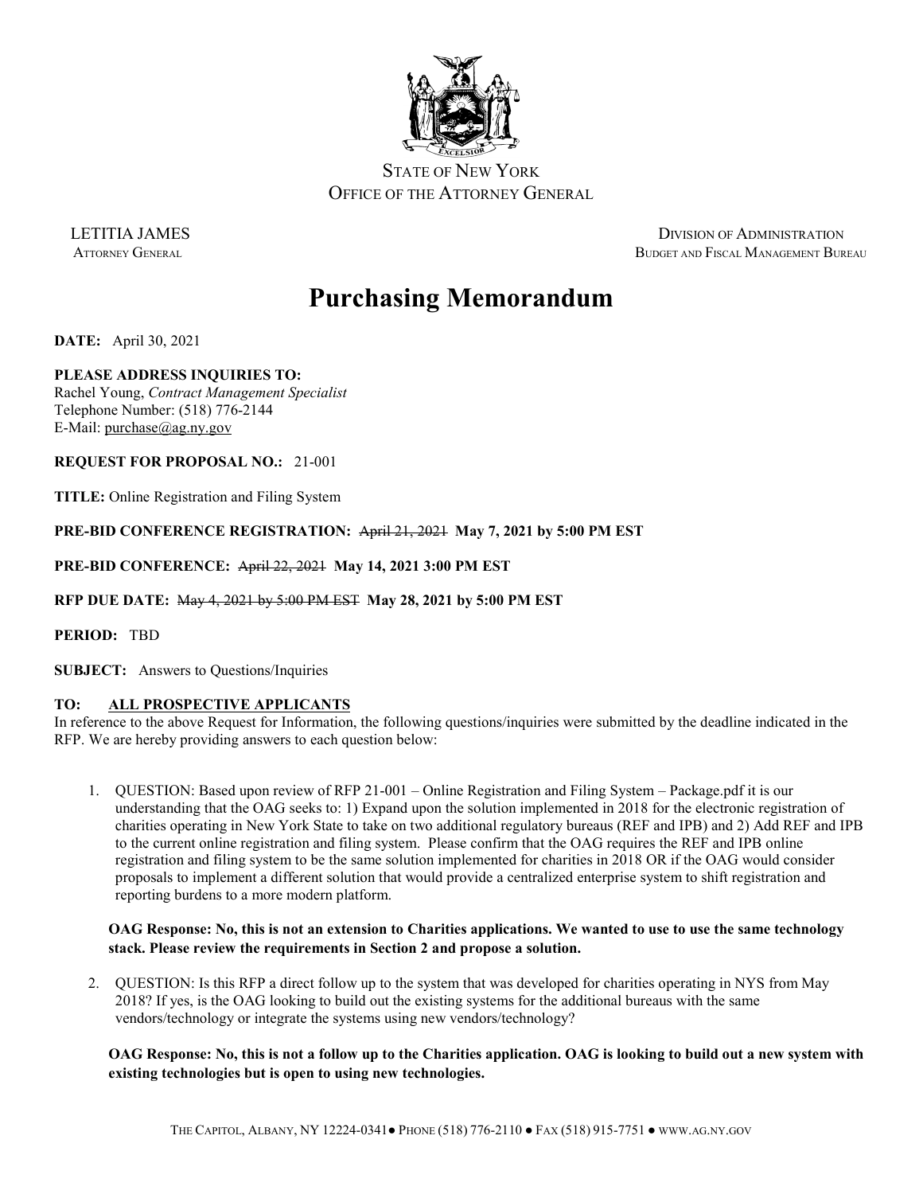STATE OF NEW YORK
OFFICE OF THE ATTORNEY GENERAL

LETITIA JAMES
ATTORNEY GENERAL

DIVISION OF ADMINISTRATION
BUDGET AND FISCAL MANAGEMENT BUREAU

# Purchasing Memorandum

**DATE:** April 30, 2021

**PLEASE ADDRESS INQUIRIES TO:**
Rachel Young, *Contract Management Specialist*
Telephone Number: (518) 776-2144
E-Mail: purchase@ag.ny.gov

**REQUEST FOR PROPOSAL NO.:** 21-001

**TITLE:** Online Registration and Filing System

**PRE-BID CONFERENCE REGISTRATION:** ~~April 21, 2021~~ **May 7, 2021 by 5:00 PM EST**

**PRE-BID CONFERENCE:** ~~April 22, 2021~~ **May 14, 2021 3:00 PM EST**

**RFP DUE DATE:** ~~May 4, 2021 by 5:00 PM EST~~ **May 28, 2021 by 5:00 PM EST**

**PERIOD:** TBD

**SUBJECT:** Answers to Questions/Inquiries

**TO: ALL PROSPECTIVE APPLICANTS**

In reference to the above Request for Information, the following questions/inquiries were submitted by the deadline indicated in the RFP. We are hereby providing answers to each question below:

1. QUESTION: Based upon review of RFP 21-001 – Online Registration and Filing System – Package.pdf it is our understanding that the OAG seeks to: 1) Expand upon the solution implemented in 2018 for the electronic registration of charities operating in New York State to take on two additional regulatory bureaus (REF and IPB) and 2) Add REF and IPB to the current online registration and filing system. Please confirm that the OAG requires the REF and IPB online registration and filing system to be the same solution implemented for charities in 2018 OR if the OAG would consider proposals to implement a different solution that would provide a centralized enterprise system to shift registration and reporting burdens to a more modern platform.

   **OAG Response: No, this is not an extension to Charities applications. We wanted to use to use the same technology stack. Please review the requirements in Section 2 and propose a solution.**

2. QUESTION: Is this RFP a direct follow up to the system that was developed for charities operating in NYS from May 2018? If yes, is the OAG looking to build out the existing systems for the additional bureaus with the same vendors/technology or integrate the systems using new vendors/technology?

   **OAG Response: No, this is not a follow up to the Charities application. OAG is looking to build out a new system with existing technologies but is open to using new technologies.**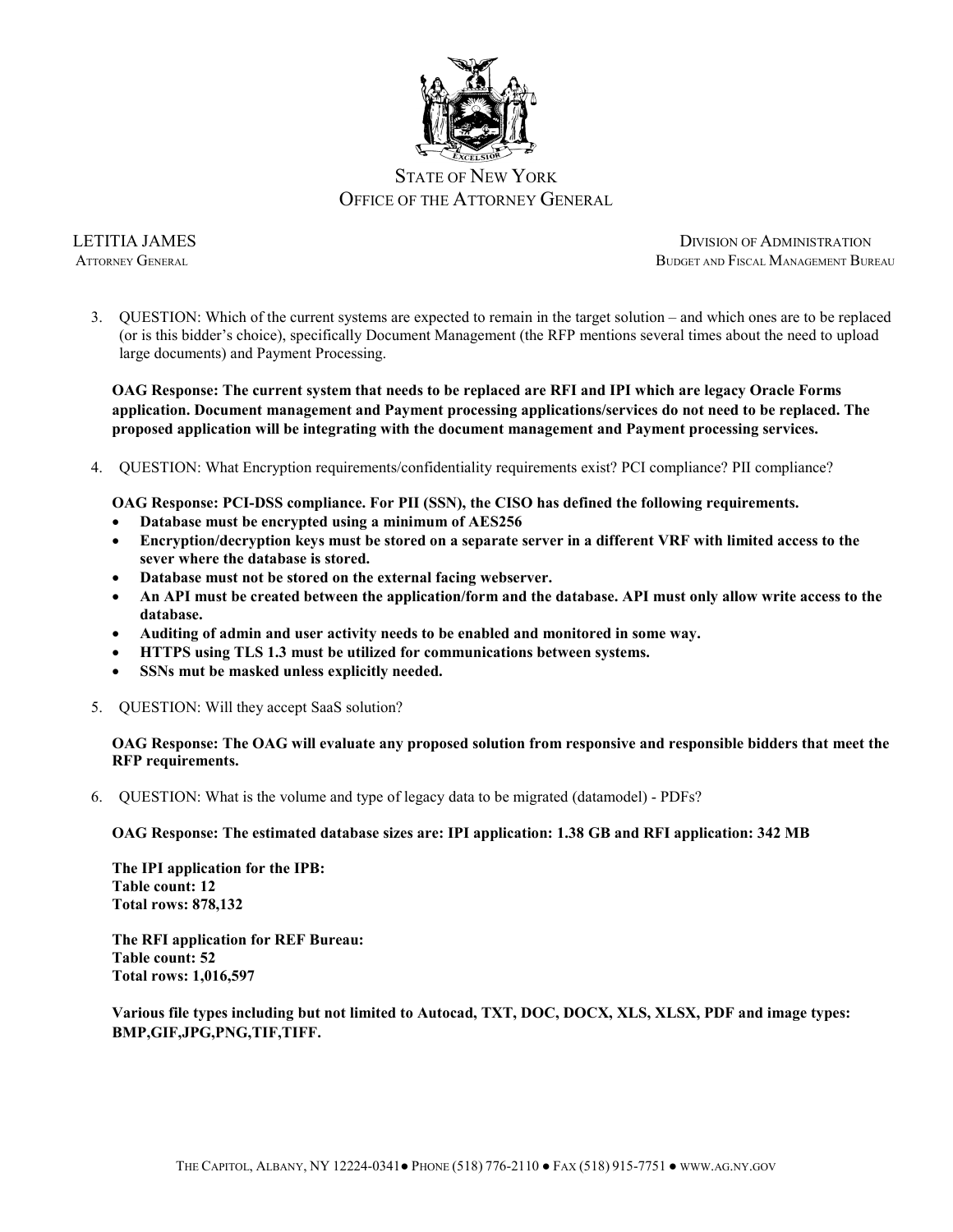3. QUESTION: Which of the current systems are expected to remain in the target solution – and which ones are to be replaced (or is this bidder's choice), specifically Document Management (the RFP mentions several times about the need to upload large documents) and Payment Processing.

   **OAG Response: The current system that needs to be replaced are RFI and IPI which are legacy Oracle Forms application. Document management and Payment processing applications/services do not need to be replaced. The proposed application will be integrating with the document management and Payment processing services.**

4. QUESTION: What Encryption requirements/confidentiality requirements exist? PCI compliance? PII compliance?

   **OAG Response: PCI-DSS compliance. For PII (SSN), the CISO has defined the following requirements.**
   - **Database must be encrypted using a minimum of AES256**
   - **Encryption/decryption keys must be stored on a separate server in a different VRF with limited access to the sever where the database is stored.**
   - **Database must not be stored on the external facing webserver.**
   - **An API must be created between the application/form and the database. API must only allow write access to the database.**
   - **Auditing of admin and user activity needs to be enabled and monitored in some way.**
   - **HTTPS using TLS 1.3 must be utilized for communications between systems.**
   - **SSNs mut be masked unless explicitly needed.**

5. QUESTION: Will they accept SaaS solution?

   **OAG Response: The OAG will evaluate any proposed solution from responsive and responsible bidders that meet the RFP requirements.**

6. QUESTION: What is the volume and type of legacy data to be migrated (datamodel) - PDFs?

   **OAG Response: The estimated database sizes are: IPI application: 1.38 GB and RFI application: 342 MB**

   **The IPI application for the IPB:**
   **Table count: 12**
   **Total rows: 878,132**

   **The RFI application for REF Bureau:**
   **Table count: 52**
   **Total rows: 1,016,597**

   **Various file types including but not limited to Autocad, TXT, DOC, DOCX, XLS, XLSX, PDF and image types: BMP,GIF,JPG,PNG,TIF,TIFF.**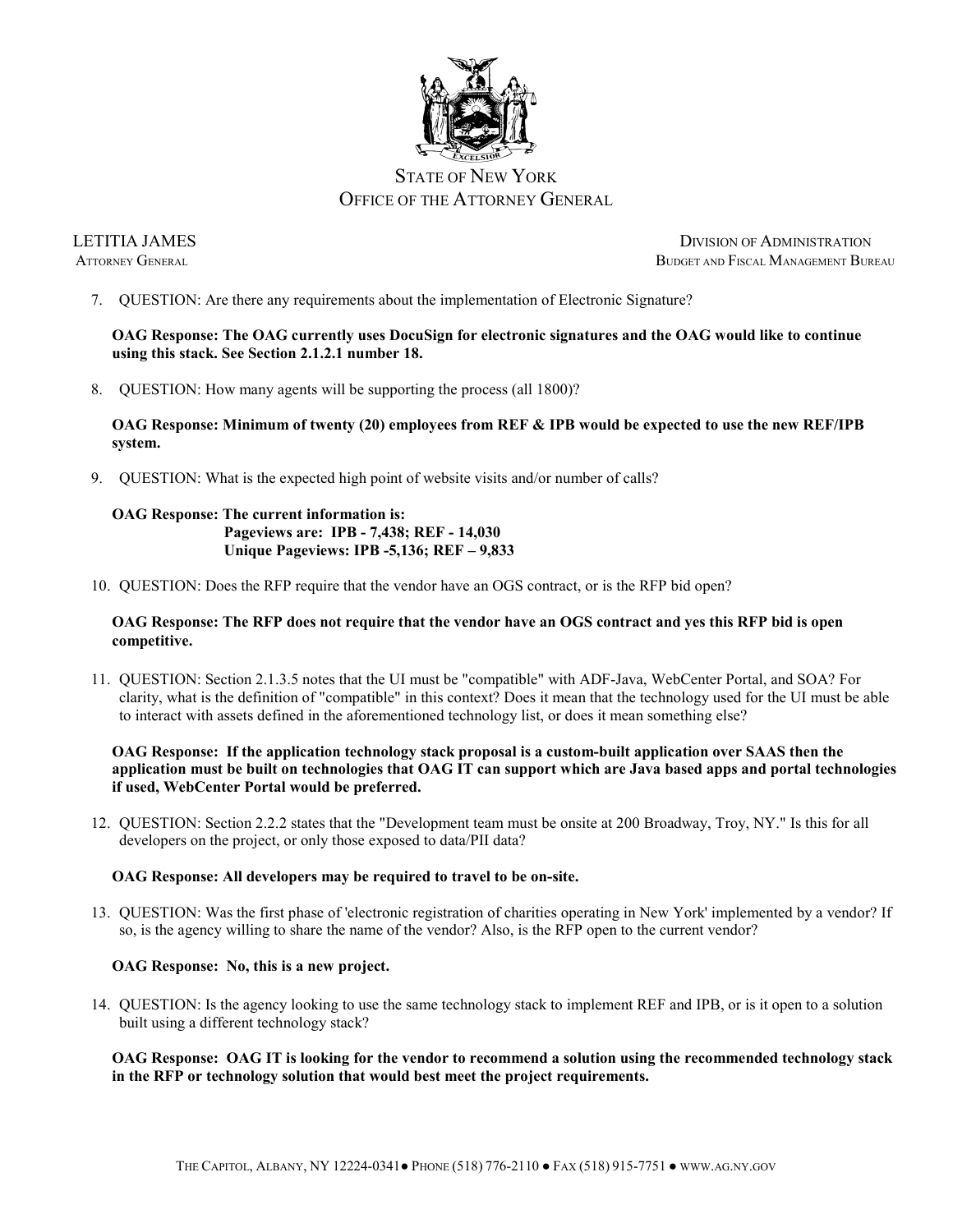STATE OF NEW YORK
OFFICE OF THE ATTORNEY GENERAL

LETITIA JAMES
ATTORNEY GENERAL

DIVISION OF ADMINISTRATION
BUDGET AND FISCAL MANAGEMENT BUREAU

7. QUESTION: Are there any requirements about the implementation of Electronic Signature?

   **OAG Response: The OAG currently uses DocuSign for electronic signatures and the OAG would like to continue using this stack. See Section 2.1.2.1 number 18.**

8. QUESTION: How many agents will be supporting the process (all 1800)?

   **OAG Response: Minimum of twenty (20) employees from REF & IPB would be expected to use the new REF/IPB system.**

9. QUESTION: What is the expected high point of website visits and/or number of calls?

   **OAG Response: The current information is:**
   **Pageviews are: IPB - 7,438; REF - 14,030**
   **Unique Pageviews: IPB -5,136; REF – 9,833**

10. QUESTION: Does the RFP require that the vendor have an OGS contract, or is the RFP bid open?

    **OAG Response: The RFP does not require that the vendor have an OGS contract and yes this RFP bid is open competitive.**

11. QUESTION: Section 2.1.3.5 notes that the UI must be "compatible" with ADF-Java, WebCenter Portal, and SOA? For clarity, what is the definition of "compatible" in this context? Does it mean that the technology used for the UI must be able to interact with assets defined in the aforementioned technology list, or does it mean something else?

    **OAG Response: If the application technology stack proposal is a custom-built application over SAAS then the application must be built on technologies that OAG IT can support which are Java based apps and portal technologies if used, WebCenter Portal would be preferred.**

12. QUESTION: Section 2.2.2 states that the "Development team must be onsite at 200 Broadway, Troy, NY." Is this for all developers on the project, or only those exposed to data/PII data?

    **OAG Response: All developers may be required to travel to be on-site.**

13. QUESTION: Was the first phase of 'electronic registration of charities operating in New York' implemented by a vendor? If so, is the agency willing to share the name of the vendor? Also, is the RFP open to the current vendor?

    **OAG Response: No, this is a new project.**

14. QUESTION: Is the agency looking to use the same technology stack to implement REF and IPB, or is it open to a solution built using a different technology stack?

    **OAG Response: OAG IT is looking for the vendor to recommend a solution using the recommended technology stack in the RFP or technology solution that would best meet the project requirements.**

THE CAPITOL, ALBANY, NY 12224-0341● PHONE (518) 776-2110 ● FAX (518) 915-7751 ● WWW.AG.NY.GOV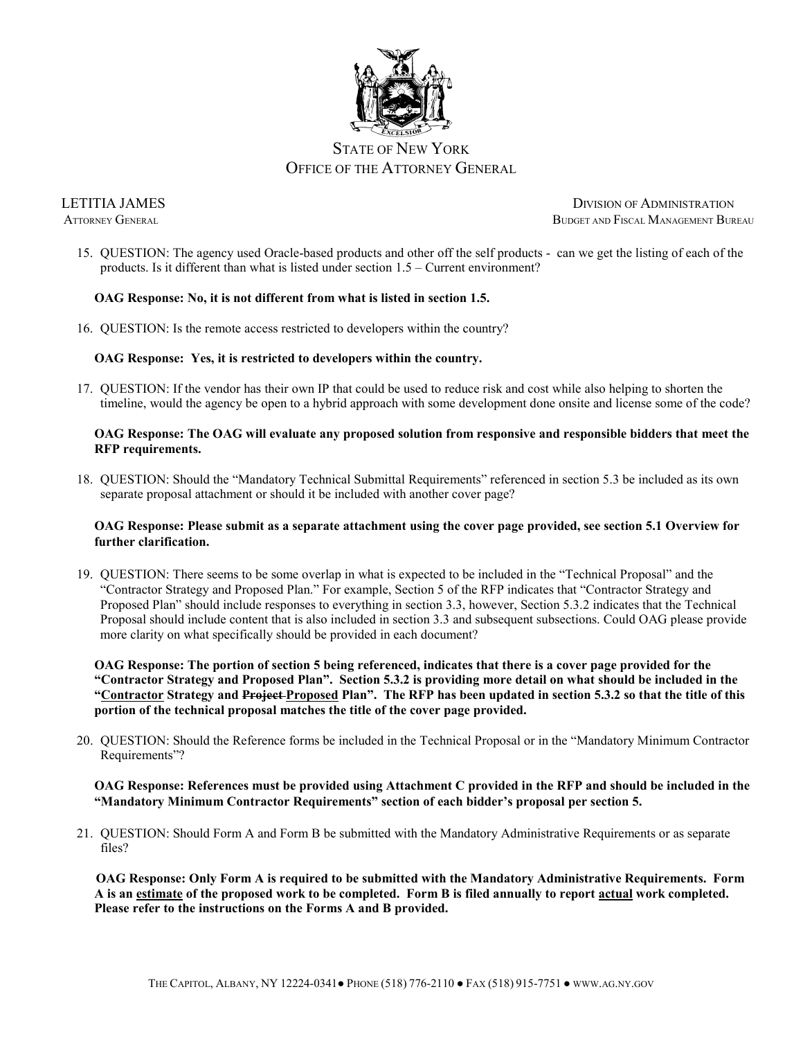STATE OF NEW YORK
OFFICE OF THE ATTORNEY GENERAL

LETITIA JAMES
ATTORNEY GENERAL

DIVISION OF ADMINISTRATION
BUDGET AND FISCAL MANAGEMENT BUREAU

15. QUESTION: The agency used Oracle-based products and other off the self products - can we get the listing of each of the products. Is it different than what is listed under section 1.5 – Current environment?

    **OAG Response: No, it is not different from what is listed in section 1.5.**

16. QUESTION: Is the remote access restricted to developers within the country?

    **OAG Response: Yes, it is restricted to developers within the country.**

17. QUESTION: If the vendor has their own IP that could be used to reduce risk and cost while also helping to shorten the timeline, would the agency be open to a hybrid approach with some development done onsite and license some of the code?

    **OAG Response: The OAG will evaluate any proposed solution from responsive and responsible bidders that meet the RFP requirements.**

18. QUESTION: Should the "Mandatory Technical Submittal Requirements" referenced in section 5.3 be included as its own separate proposal attachment or should it be included with another cover page?

    **OAG Response: Please submit as a separate attachment using the cover page provided, see section 5.1 Overview for further clarification.**

19. QUESTION: There seems to be some overlap in what is expected to be included in the "Technical Proposal" and the "Contractor Strategy and Proposed Plan." For example, Section 5 of the RFP indicates that "Contractor Strategy and Proposed Plan" should include responses to everything in section 3.3, however, Section 5.3.2 indicates that the Technical Proposal should include content that is also included in section 3.3 and subsequent subsections. Could OAG please provide more clarity on what specifically should be provided in each document?

    **OAG Response: The portion of section 5 being referenced, indicates that there is a cover page provided for the "Contractor Strategy and Proposed Plan". Section 5.3.2 is providing more detail on what should be included in the "<u>Contractor</u> Strategy and ~~Project~~ <u>Proposed</u> Plan". The RFP has been updated in section 5.3.2 so that the title of this portion of the technical proposal matches the title of the cover page provided.**

20. QUESTION: Should the Reference forms be included in the Technical Proposal or in the "Mandatory Minimum Contractor Requirements"?

    **OAG Response: References must be provided using Attachment C provided in the RFP and should be included in the "Mandatory Minimum Contractor Requirements" section of each bidder's proposal per section 5.**

21. QUESTION: Should Form A and Form B be submitted with the Mandatory Administrative Requirements or as separate files?

    **OAG Response: Only Form A is required to be submitted with the Mandatory Administrative Requirements. Form A is an <u>estimate</u> of the proposed work to be completed. Form B is filed annually to report <u>actual</u> work completed. Please refer to the instructions on the Forms A and B provided.**

THE CAPITOL, ALBANY, NY 12224-0341 ● PHONE (518) 776-2110 ● FAX (518) 915-7751 ● WWW.AG.NY.GOV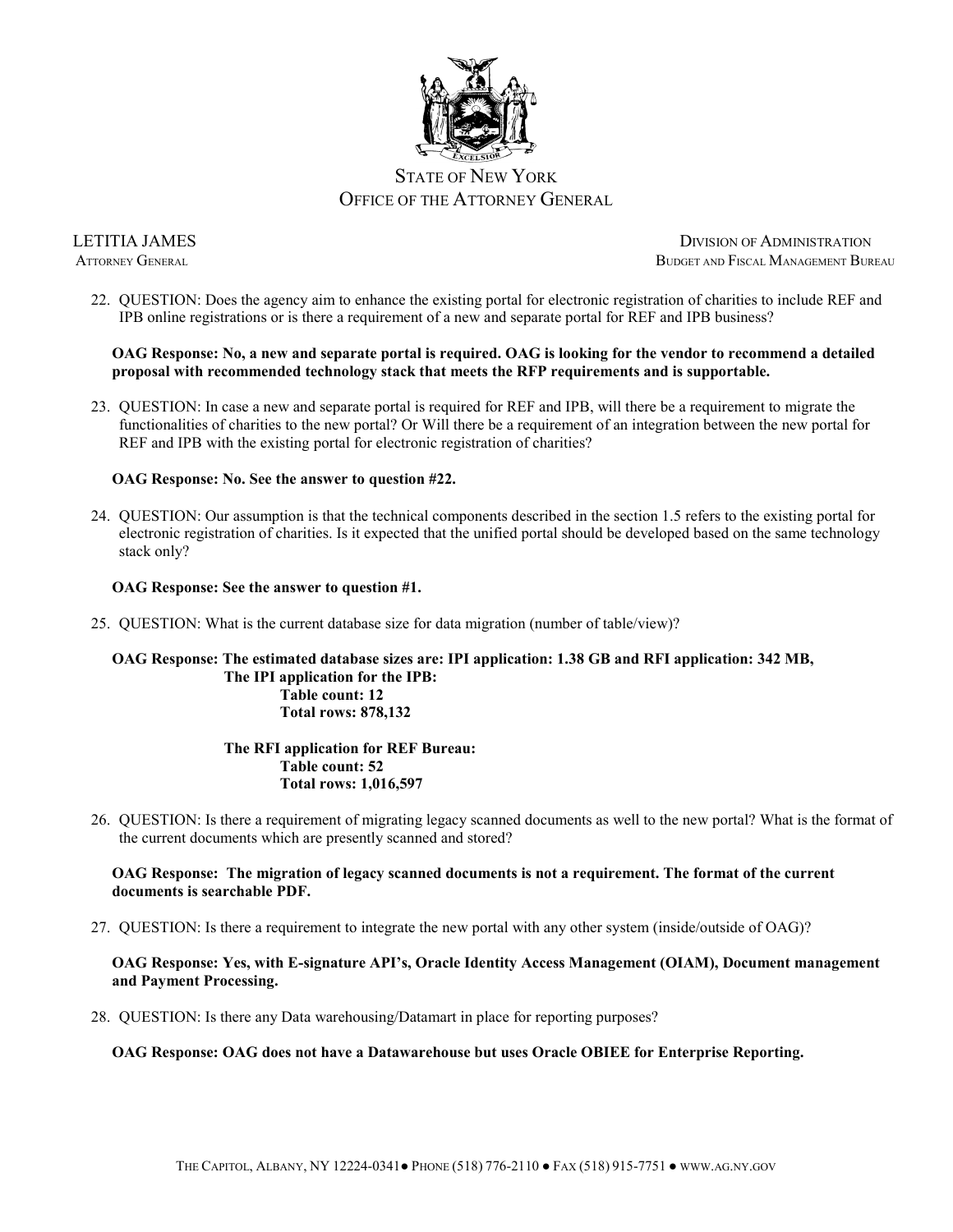STATE OF NEW YORK
OFFICE OF THE ATTORNEY GENERAL

LETITIA JAMES
ATTORNEY GENERAL

DIVISION OF ADMINISTRATION
BUDGET AND FISCAL MANAGEMENT BUREAU

22. QUESTION: Does the agency aim to enhance the existing portal for electronic registration of charities to include REF and IPB online registrations or is there a requirement of a new and separate portal for REF and IPB business?

    **OAG Response: No, a new and separate portal is required. OAG is looking for the vendor to recommend a detailed proposal with recommended technology stack that meets the RFP requirements and is supportable.**

23. QUESTION: In case a new and separate portal is required for REF and IPB, will there be a requirement to migrate the functionalities of charities to the new portal? Or Will there be a requirement of an integration between the new portal for REF and IPB with the existing portal for electronic registration of charities?

    **OAG Response: No. See the answer to question #22.**

24. QUESTION: Our assumption is that the technical components described in the section 1.5 refers to the existing portal for electronic registration of charities. Is it expected that the unified portal should be developed based on the same technology stack only?

    **OAG Response: See the answer to question #1.**

25. QUESTION: What is the current database size for data migration (number of table/view)?

    **OAG Response: The estimated database sizes are: IPI application: 1.38 GB and RFI application: 342 MB,**

    **The IPI application for the IPB:**
    **Table count: 12**
    **Total rows: 878,132**

    **The RFI application for REF Bureau:**
    **Table count: 52**
    **Total rows: 1,016,597**

26. QUESTION: Is there a requirement of migrating legacy scanned documents as well to the new portal? What is the format of the current documents which are presently scanned and stored?

    **OAG Response: The migration of legacy scanned documents is not a requirement. The format of the current documents is searchable PDF.**

27. QUESTION: Is there a requirement to integrate the new portal with any other system (inside/outside of OAG)?

    **OAG Response: Yes, with E-signature API's, Oracle Identity Access Management (OIAM), Document management and Payment Processing.**

28. QUESTION: Is there any Data warehousing/Datamart in place for reporting purposes?

    **OAG Response: OAG does not have a Datawarehouse but uses Oracle OBIEE for Enterprise Reporting.**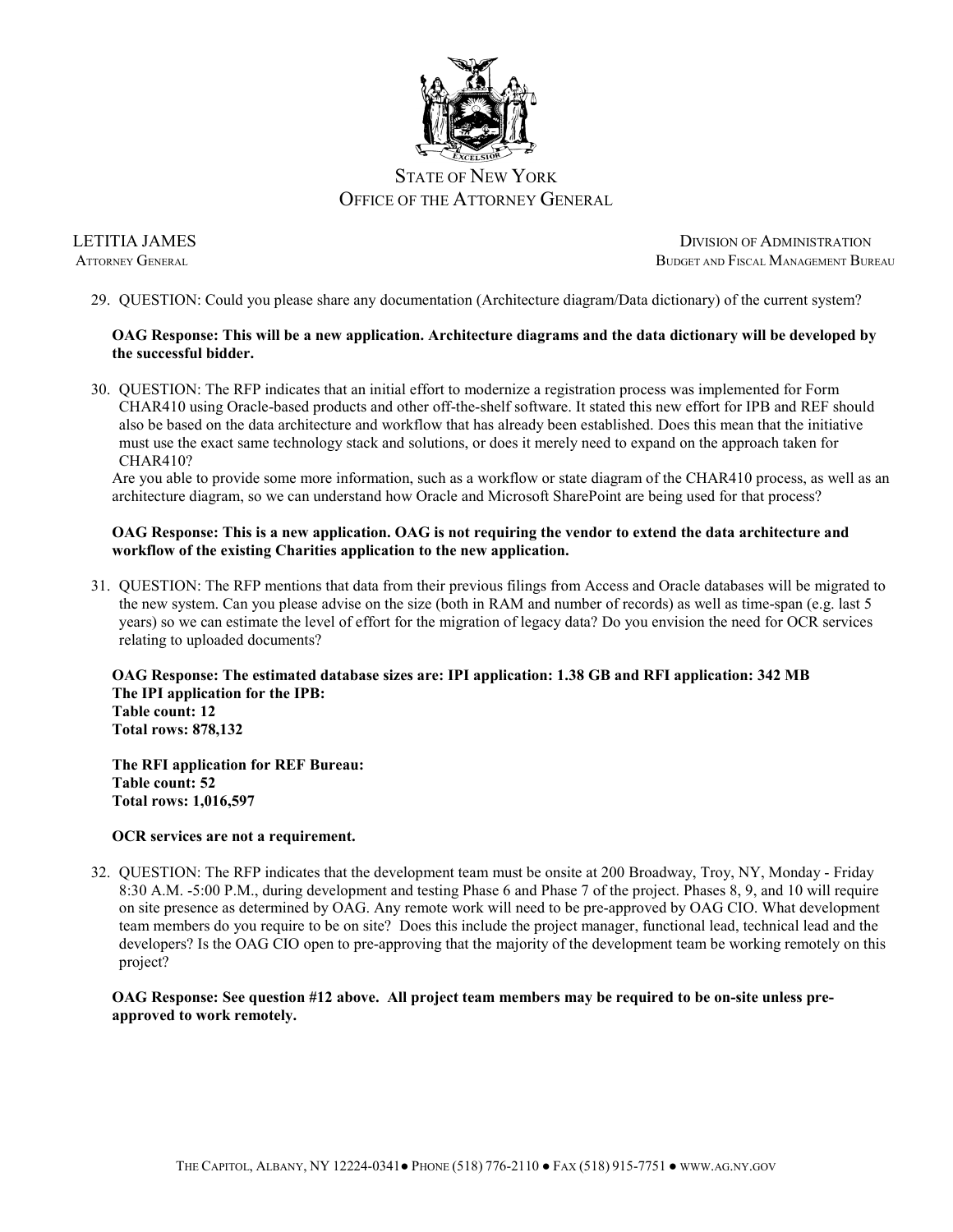29. QUESTION: Could you please share any documentation (Architecture diagram/Data dictionary) of the current system?

    **OAG Response: This will be a new application. Architecture diagrams and the data dictionary will be developed by the successful bidder.**

30. QUESTION: The RFP indicates that an initial effort to modernize a registration process was implemented for Form CHAR410 using Oracle-based products and other off-the-shelf software. It stated this new effort for IPB and REF should also be based on the data architecture and workflow that has already been established. Does this mean that the initiative must use the exact same technology stack and solutions, or does it merely need to expand on the approach taken for CHAR410?
    Are you able to provide some more information, such as a workflow or state diagram of the CHAR410 process, as well as an architecture diagram, so we can understand how Oracle and Microsoft SharePoint are being used for that process?

    **OAG Response: This is a new application. OAG is not requiring the vendor to extend the data architecture and workflow of the existing Charities application to the new application.**

31. QUESTION: The RFP mentions that data from their previous filings from Access and Oracle databases will be migrated to the new system. Can you please advise on the size (both in RAM and number of records) as well as time-span (e.g. last 5 years) so we can estimate the level of effort for the migration of legacy data? Do you envision the need for OCR services relating to uploaded documents?

    **OAG Response: The estimated database sizes are: IPI application: 1.38 GB and RFI application: 342 MB**
    **The IPI application for the IPB:**
    **Table count: 12**
    **Total rows: 878,132**

    **The RFI application for REF Bureau:**
    **Table count: 52**
    **Total rows: 1,016,597**

    **OCR services are not a requirement.**

32. QUESTION: The RFP indicates that the development team must be onsite at 200 Broadway, Troy, NY, Monday - Friday 8:30 A.M. -5:00 P.M., during development and testing Phase 6 and Phase 7 of the project. Phases 8, 9, and 10 will require on site presence as determined by OAG. Any remote work will need to be pre-approved by OAG CIO. What development team members do you require to be on site? Does this include the project manager, functional lead, technical lead and the developers? Is the OAG CIO open to pre-approving that the majority of the development team be working remotely on this project?

    **OAG Response: See question #12 above. All project team members may be required to be on-site unless pre-approved to work remotely.**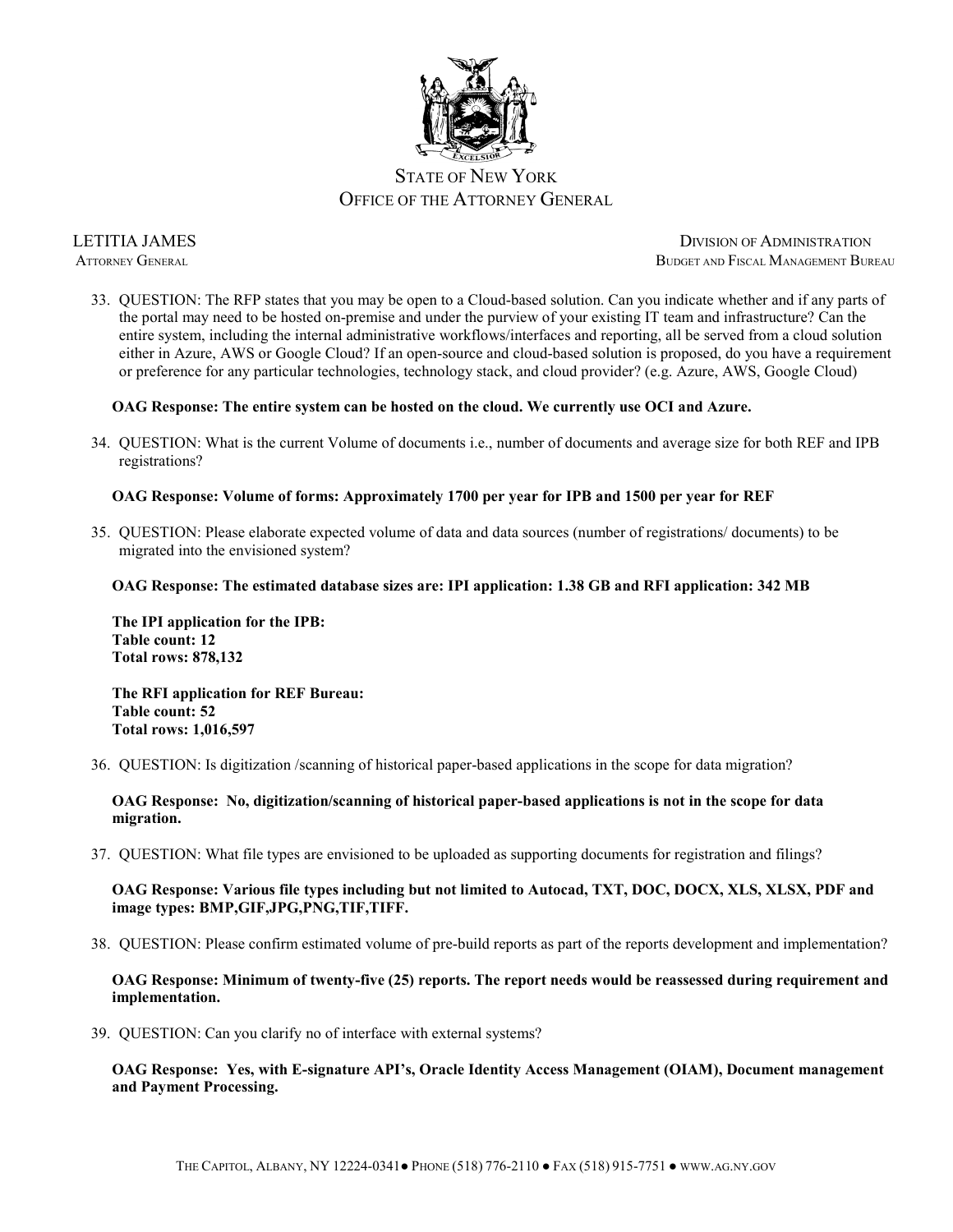STATE OF NEW YORK
OFFICE OF THE ATTORNEY GENERAL

LETITIA JAMES
ATTORNEY GENERAL

DIVISION OF ADMINISTRATION
BUDGET AND FISCAL MANAGEMENT BUREAU

33. QUESTION: The RFP states that you may be open to a Cloud-based solution. Can you indicate whether and if any parts of the portal may need to be hosted on-premise and under the purview of your existing IT team and infrastructure? Can the entire system, including the internal administrative workflows/interfaces and reporting, all be served from a cloud solution either in Azure, AWS or Google Cloud? If an open-source and cloud-based solution is proposed, do you have a requirement or preference for any particular technologies, technology stack, and cloud provider? (e.g. Azure, AWS, Google Cloud)

    **OAG Response: The entire system can be hosted on the cloud. We currently use OCI and Azure.**

34. QUESTION: What is the current Volume of documents i.e., number of documents and average size for both REF and IPB registrations?

    **OAG Response: Volume of forms: Approximately 1700 per year for IPB and 1500 per year for REF**

35. QUESTION: Please elaborate expected volume of data and data sources (number of registrations/ documents) to be migrated into the envisioned system?

    **OAG Response: The estimated database sizes are: IPI application: 1.38 GB and RFI application: 342 MB**

    **The IPI application for the IPB:**
    **Table count: 12**
    **Total rows: 878,132**

    **The RFI application for REF Bureau:**
    **Table count: 52**
    **Total rows: 1,016,597**

36. QUESTION: Is digitization /scanning of historical paper-based applications in the scope for data migration?

    **OAG Response: No, digitization/scanning of historical paper-based applications is not in the scope for data migration.**

37. QUESTION: What file types are envisioned to be uploaded as supporting documents for registration and filings?

    **OAG Response: Various file types including but not limited to Autocad, TXT, DOC, DOCX, XLS, XLSX, PDF and image types: BMP,GIF,JPG,PNG,TIF,TIFF.**

38. QUESTION: Please confirm estimated volume of pre-build reports as part of the reports development and implementation?

    **OAG Response: Minimum of twenty-five (25) reports. The report needs would be reassessed during requirement and implementation.**

39. QUESTION: Can you clarify no of interface with external systems?

    **OAG Response: Yes, with E-signature API's, Oracle Identity Access Management (OIAM), Document management and Payment Processing.**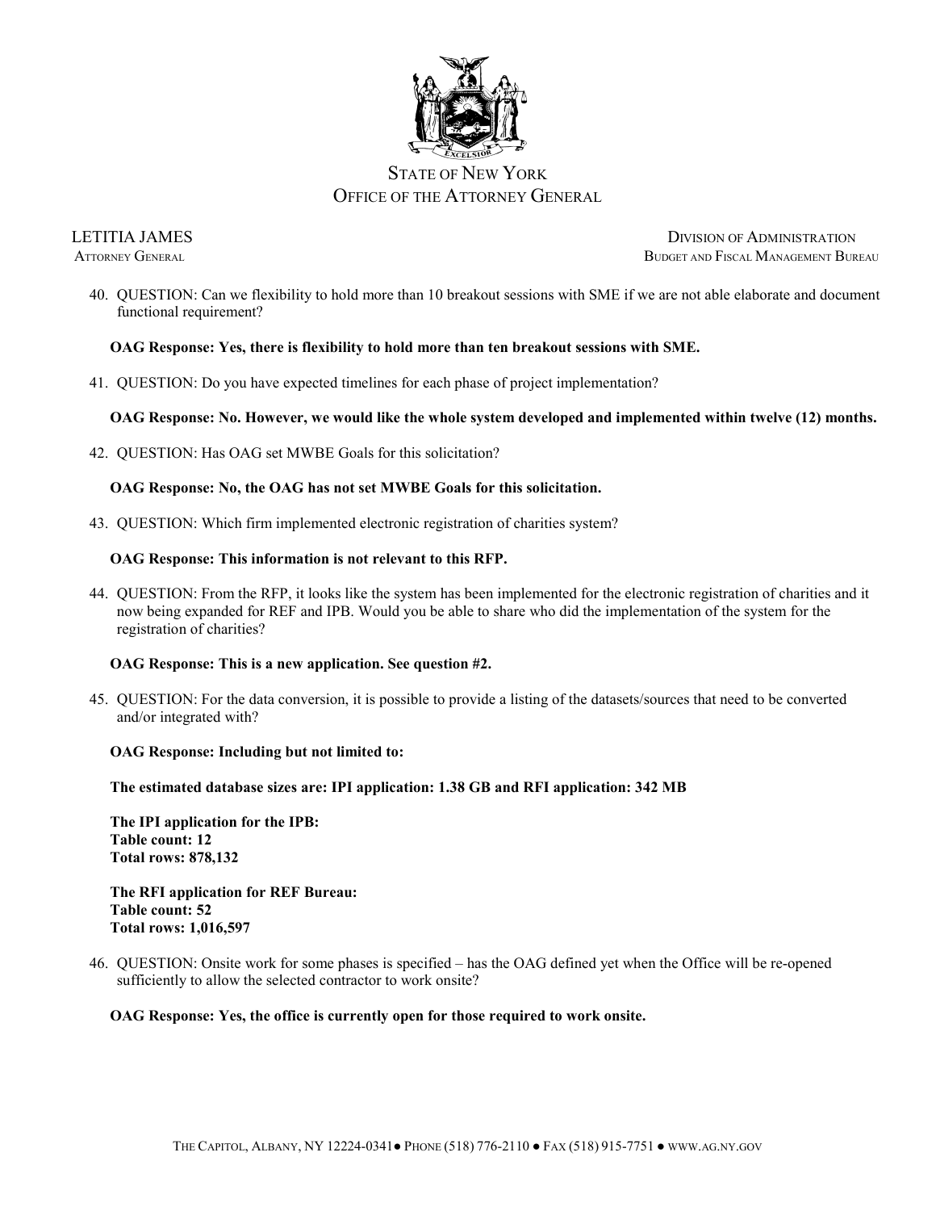40. QUESTION: Can we flexibility to hold more than 10 breakout sessions with SME if we are not able elaborate and document functional requirement?

    **OAG Response: Yes, there is flexibility to hold more than ten breakout sessions with SME.**

41. QUESTION: Do you have expected timelines for each phase of project implementation?

    **OAG Response: No. However, we would like the whole system developed and implemented within twelve (12) months.**

42. QUESTION: Has OAG set MWBE Goals for this solicitation?

    **OAG Response: No, the OAG has not set MWBE Goals for this solicitation.**

43. QUESTION: Which firm implemented electronic registration of charities system?

    **OAG Response: This information is not relevant to this RFP.**

44. QUESTION: From the RFP, it looks like the system has been implemented for the electronic registration of charities and it now being expanded for REF and IPB. Would you be able to share who did the implementation of the system for the registration of charities?

    **OAG Response: This is a new application. See question #2.**

45. QUESTION: For the data conversion, it is possible to provide a listing of the datasets/sources that need to be converted and/or integrated with?

    **OAG Response: Including but not limited to:**

    **The estimated database sizes are: IPI application: 1.38 GB and RFI application: 342 MB**

    **The IPI application for the IPB:**
    **Table count: 12**
    **Total rows: 878,132**

    **The RFI application for REF Bureau:**
    **Table count: 52**
    **Total rows: 1,016,597**

46. QUESTION: Onsite work for some phases is specified – has the OAG defined yet when the Office will be re-opened sufficiently to allow the selected contractor to work onsite?

    **OAG Response: Yes, the office is currently open for those required to work onsite.**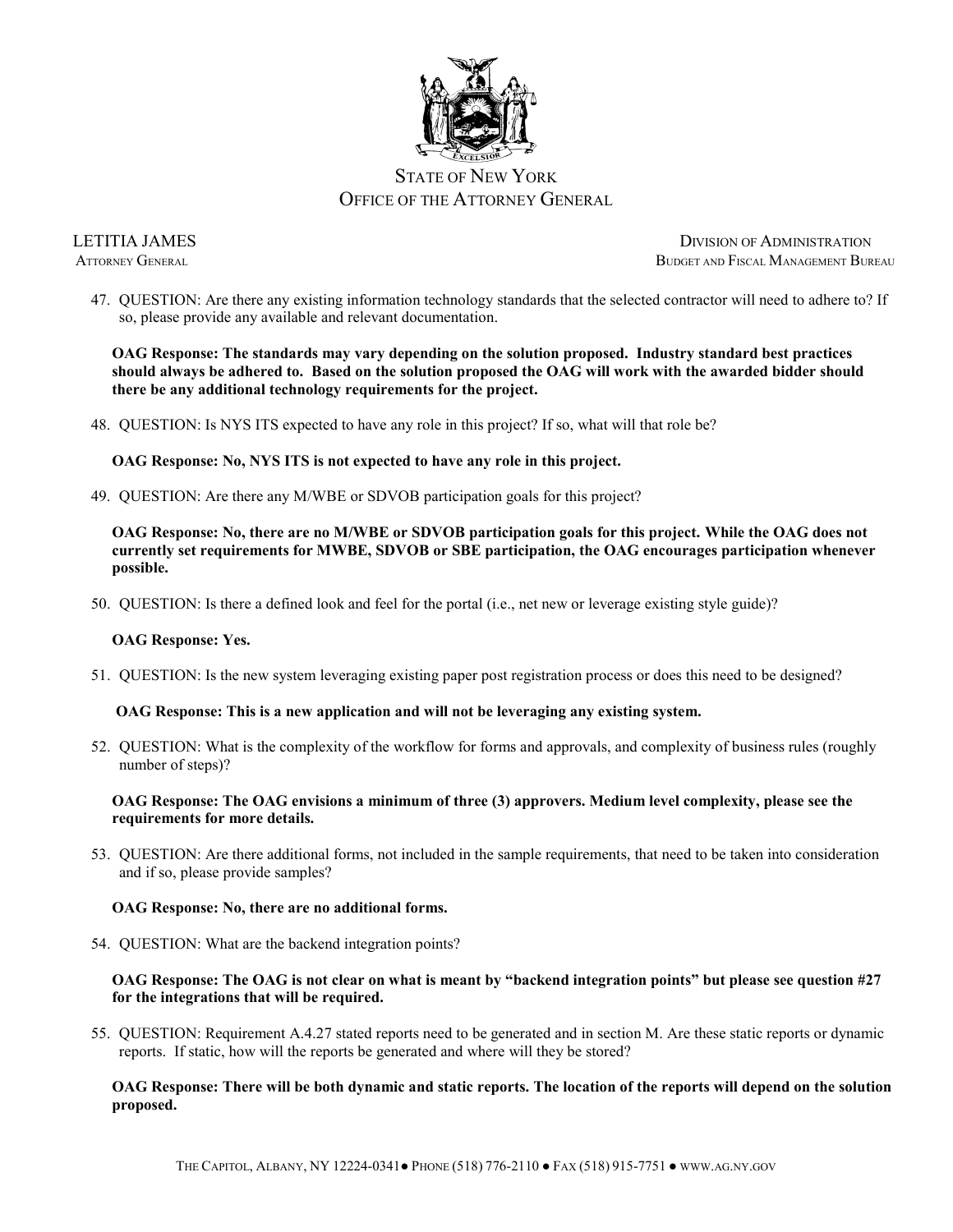47. QUESTION: Are there any existing information technology standards that the selected contractor will need to adhere to? If so, please provide any available and relevant documentation.

    **OAG Response: The standards may vary depending on the solution proposed. Industry standard best practices should always be adhered to. Based on the solution proposed the OAG will work with the awarded bidder should there be any additional technology requirements for the project.**

48. QUESTION: Is NYS ITS expected to have any role in this project? If so, what will that role be?

    **OAG Response: No, NYS ITS is not expected to have any role in this project.**

49. QUESTION: Are there any M/WBE or SDVOB participation goals for this project?

    **OAG Response: No, there are no M/WBE or SDVOB participation goals for this project. While the OAG does not currently set requirements for MWBE, SDVOB or SBE participation, the OAG encourages participation whenever possible.**

50. QUESTION: Is there a defined look and feel for the portal (i.e., net new or leverage existing style guide)?

    **OAG Response: Yes.**

51. QUESTION: Is the new system leveraging existing paper post registration process or does this need to be designed?

    **OAG Response: This is a new application and will not be leveraging any existing system.**

52. QUESTION: What is the complexity of the workflow for forms and approvals, and complexity of business rules (roughly number of steps)?

    **OAG Response: The OAG envisions a minimum of three (3) approvers. Medium level complexity, please see the requirements for more details.**

53. QUESTION: Are there additional forms, not included in the sample requirements, that need to be taken into consideration and if so, please provide samples?

    **OAG Response: No, there are no additional forms.**

54. QUESTION: What are the backend integration points?

    **OAG Response: The OAG is not clear on what is meant by "backend integration points" but please see question #27 for the integrations that will be required.**

55. QUESTION: Requirement A.4.27 stated reports need to be generated and in section M. Are these static reports or dynamic reports. If static, how will the reports be generated and where will they be stored?

    **OAG Response: There will be both dynamic and static reports. The location of the reports will depend on the solution proposed.**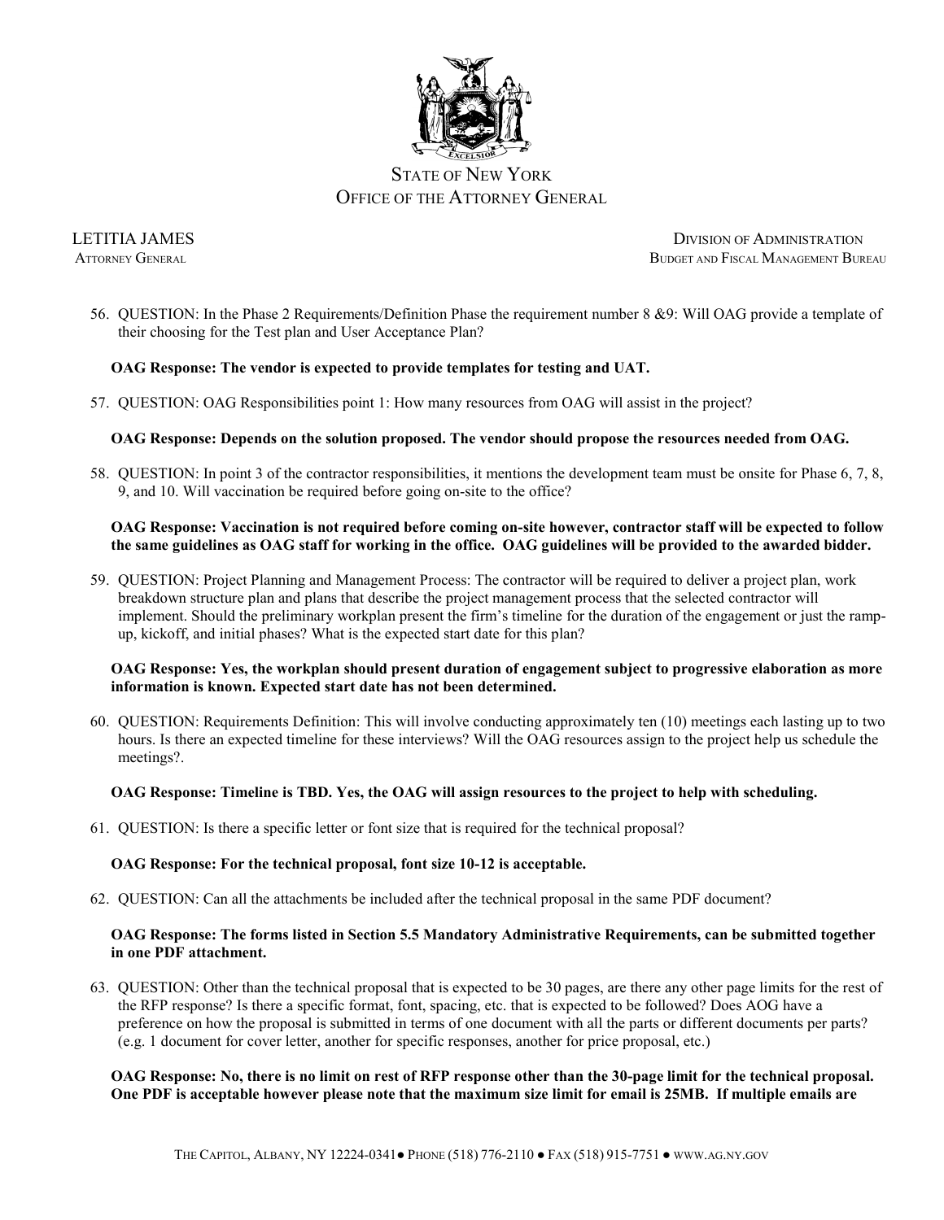STATE OF NEW YORK
OFFICE OF THE ATTORNEY GENERAL

LETITIA JAMES
ATTORNEY GENERAL

DIVISION OF ADMINISTRATION
BUDGET AND FISCAL MANAGEMENT BUREAU

56. QUESTION: In the Phase 2 Requirements/Definition Phase the requirement number 8 &9: Will OAG provide a template of their choosing for the Test plan and User Acceptance Plan?

    **OAG Response: The vendor is expected to provide templates for testing and UAT.**

57. QUESTION: OAG Responsibilities point 1: How many resources from OAG will assist in the project?

    **OAG Response: Depends on the solution proposed. The vendor should propose the resources needed from OAG.**

58. QUESTION: In point 3 of the contractor responsibilities, it mentions the development team must be onsite for Phase 6, 7, 8, 9, and 10. Will vaccination be required before going on-site to the office?

    **OAG Response: Vaccination is not required before coming on-site however, contractor staff will be expected to follow the same guidelines as OAG staff for working in the office. OAG guidelines will be provided to the awarded bidder.**

59. QUESTION: Project Planning and Management Process: The contractor will be required to deliver a project plan, work breakdown structure plan and plans that describe the project management process that the selected contractor will implement. Should the preliminary workplan present the firm's timeline for the duration of the engagement or just the ramp-up, kickoff, and initial phases? What is the expected start date for this plan?

    **OAG Response: Yes, the workplan should present duration of engagement subject to progressive elaboration as more information is known. Expected start date has not been determined.**

60. QUESTION: Requirements Definition: This will involve conducting approximately ten (10) meetings each lasting up to two hours. Is there an expected timeline for these interviews? Will the OAG resources assign to the project help us schedule the meetings?.

    **OAG Response: Timeline is TBD. Yes, the OAG will assign resources to the project to help with scheduling.**

61. QUESTION: Is there a specific letter or font size that is required for the technical proposal?

    **OAG Response: For the technical proposal, font size 10-12 is acceptable.**

62. QUESTION: Can all the attachments be included after the technical proposal in the same PDF document?

    **OAG Response: The forms listed in Section 5.5 Mandatory Administrative Requirements, can be submitted together in one PDF attachment.**

63. QUESTION: Other than the technical proposal that is expected to be 30 pages, are there any other page limits for the rest of the RFP response? Is there a specific format, font, spacing, etc. that is expected to be followed? Does AOG have a preference on how the proposal is submitted in terms of one document with all the parts or different documents per parts? (e.g. 1 document for cover letter, another for specific responses, another for price proposal, etc.)

    **OAG Response: No, there is no limit on rest of RFP response other than the 30-page limit for the technical proposal. One PDF is acceptable however please note that the maximum size limit for email is 25MB. If multiple emails are**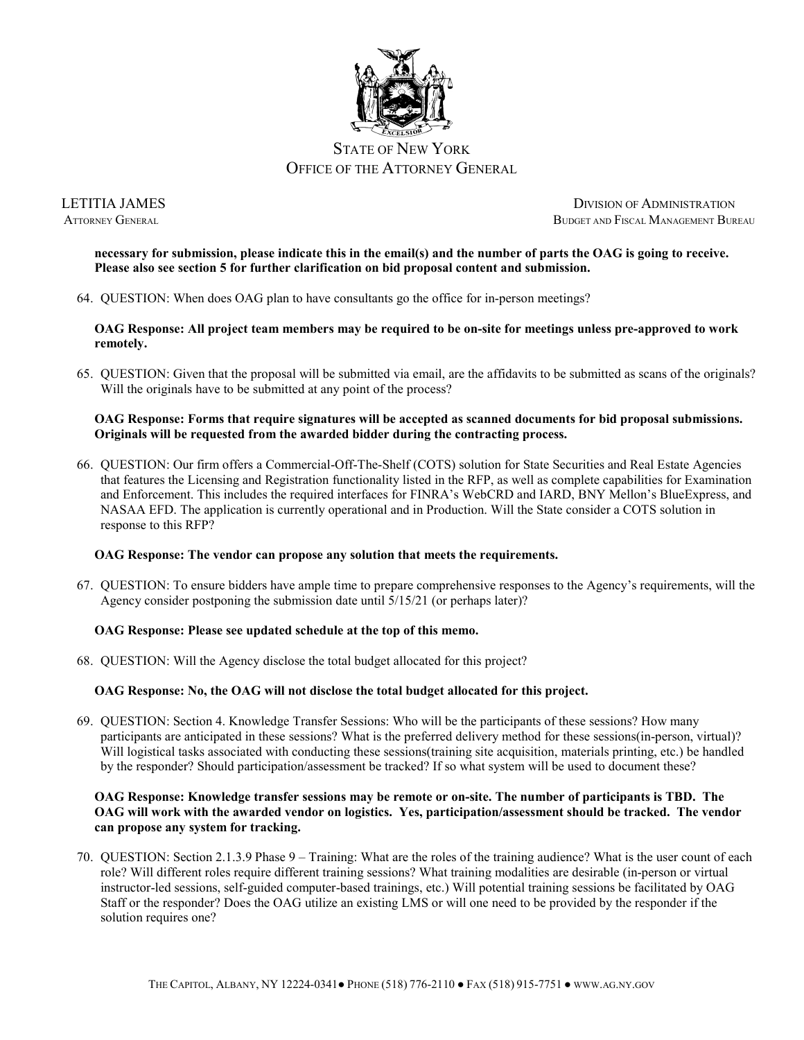**necessary for submission, please indicate this in the email(s) and the number of parts the OAG is going to receive. Please also see section 5 for further clarification on bid proposal content and submission.**

64. QUESTION: When does OAG plan to have consultants go the office for in-person meetings?

    **OAG Response: All project team members may be required to be on-site for meetings unless pre-approved to work remotely.**

65. QUESTION: Given that the proposal will be submitted via email, are the affidavits to be submitted as scans of the originals? Will the originals have to be submitted at any point of the process?

    **OAG Response: Forms that require signatures will be accepted as scanned documents for bid proposal submissions. Originals will be requested from the awarded bidder during the contracting process.**

66. QUESTION: Our firm offers a Commercial-Off-The-Shelf (COTS) solution for State Securities and Real Estate Agencies that features the Licensing and Registration functionality listed in the RFP, as well as complete capabilities for Examination and Enforcement. This includes the required interfaces for FINRA's WebCRD and IARD, BNY Mellon's BlueExpress, and NASAA EFD. The application is currently operational and in Production. Will the State consider a COTS solution in response to this RFP?

    **OAG Response: The vendor can propose any solution that meets the requirements.**

67. QUESTION: To ensure bidders have ample time to prepare comprehensive responses to the Agency's requirements, will the Agency consider postponing the submission date until 5/15/21 (or perhaps later)?

    **OAG Response: Please see updated schedule at the top of this memo.**

68. QUESTION: Will the Agency disclose the total budget allocated for this project?

    **OAG Response: No, the OAG will not disclose the total budget allocated for this project.**

69. QUESTION: Section 4. Knowledge Transfer Sessions: Who will be the participants of these sessions? How many participants are anticipated in these sessions? What is the preferred delivery method for these sessions(in-person, virtual)? Will logistical tasks associated with conducting these sessions(training site acquisition, materials printing, etc.) be handled by the responder? Should participation/assessment be tracked? If so what system will be used to document these?

    **OAG Response: Knowledge transfer sessions may be remote or on-site. The number of participants is TBD. The OAG will work with the awarded vendor on logistics. Yes, participation/assessment should be tracked. The vendor can propose any system for tracking.**

70. QUESTION: Section 2.1.3.9 Phase 9 – Training: What are the roles of the training audience? What is the user count of each role? Will different roles require different training sessions? What training modalities are desirable (in-person or virtual instructor-led sessions, self-guided computer-based trainings, etc.) Will potential training sessions be facilitated by OAG Staff or the responder? Does the OAG utilize an existing LMS or will one need to be provided by the responder if the solution requires one?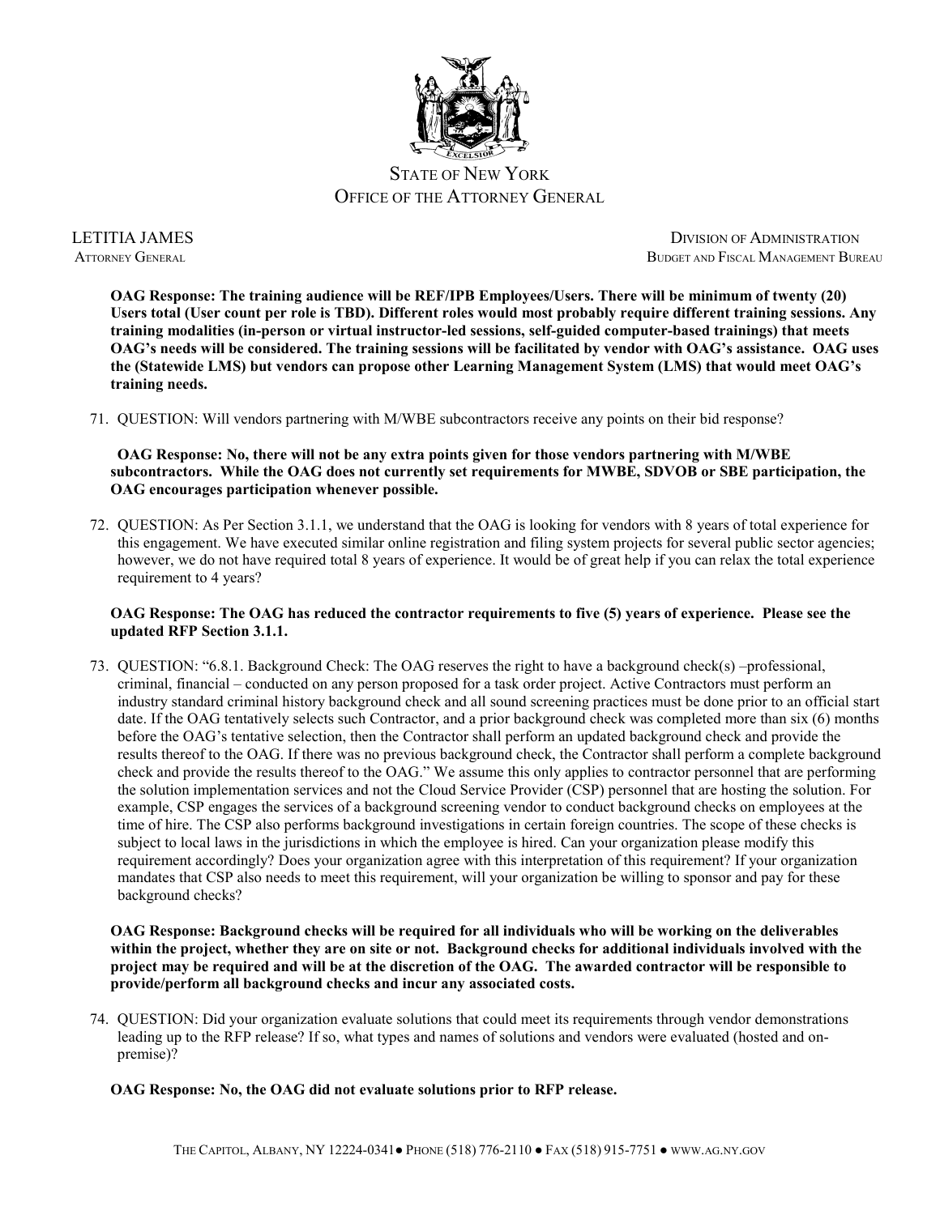**OAG Response: The training audience will be REF/IPB Employees/Users. There will be minimum of twenty (20) Users total (User count per role is TBD). Different roles would most probably require different training sessions. Any training modalities (in-person or virtual instructor-led sessions, self-guided computer-based trainings) that meets OAG's needs will be considered. The training sessions will be facilitated by vendor with OAG's assistance. OAG uses the (Statewide LMS) but vendors can propose other Learning Management System (LMS) that would meet OAG's training needs.**

71. QUESTION: Will vendors partnering with M/WBE subcontractors receive any points on their bid response?

    **OAG Response: No, there will not be any extra points given for those vendors partnering with M/WBE subcontractors. While the OAG does not currently set requirements for MWBE, SDVOB or SBE participation, the OAG encourages participation whenever possible.**

72. QUESTION: As Per Section 3.1.1, we understand that the OAG is looking for vendors with 8 years of total experience for this engagement. We have executed similar online registration and filing system projects for several public sector agencies; however, we do not have required total 8 years of experience. It would be of great help if you can relax the total experience requirement to 4 years?

    **OAG Response: The OAG has reduced the contractor requirements to five (5) years of experience. Please see the updated RFP Section 3.1.1.**

73. QUESTION: "6.8.1. Background Check: The OAG reserves the right to have a background check(s) –professional, criminal, financial – conducted on any person proposed for a task order project. Active Contractors must perform an industry standard criminal history background check and all sound screening practices must be done prior to an official start date. If the OAG tentatively selects such Contractor, and a prior background check was completed more than six (6) months before the OAG's tentative selection, then the Contractor shall perform an updated background check and provide the results thereof to the OAG. If there was no previous background check, the Contractor shall perform a complete background check and provide the results thereof to the OAG." We assume this only applies to contractor personnel that are performing the solution implementation services and not the Cloud Service Provider (CSP) personnel that are hosting the solution. For example, CSP engages the services of a background screening vendor to conduct background checks on employees at the time of hire. The CSP also performs background investigations in certain foreign countries. The scope of these checks is subject to local laws in the jurisdictions in which the employee is hired. Can your organization please modify this requirement accordingly? Does your organization agree with this interpretation of this requirement? If your organization mandates that CSP also needs to meet this requirement, will your organization be willing to sponsor and pay for these background checks?

    **OAG Response: Background checks will be required for all individuals who will be working on the deliverables within the project, whether they are on site or not. Background checks for additional individuals involved with the project may be required and will be at the discretion of the OAG. The awarded contractor will be responsible to provide/perform all background checks and incur any associated costs.**

74. QUESTION: Did your organization evaluate solutions that could meet its requirements through vendor demonstrations leading up to the RFP release? If so, what types and names of solutions and vendors were evaluated (hosted and on-premise)?

    **OAG Response: No, the OAG did not evaluate solutions prior to RFP release.**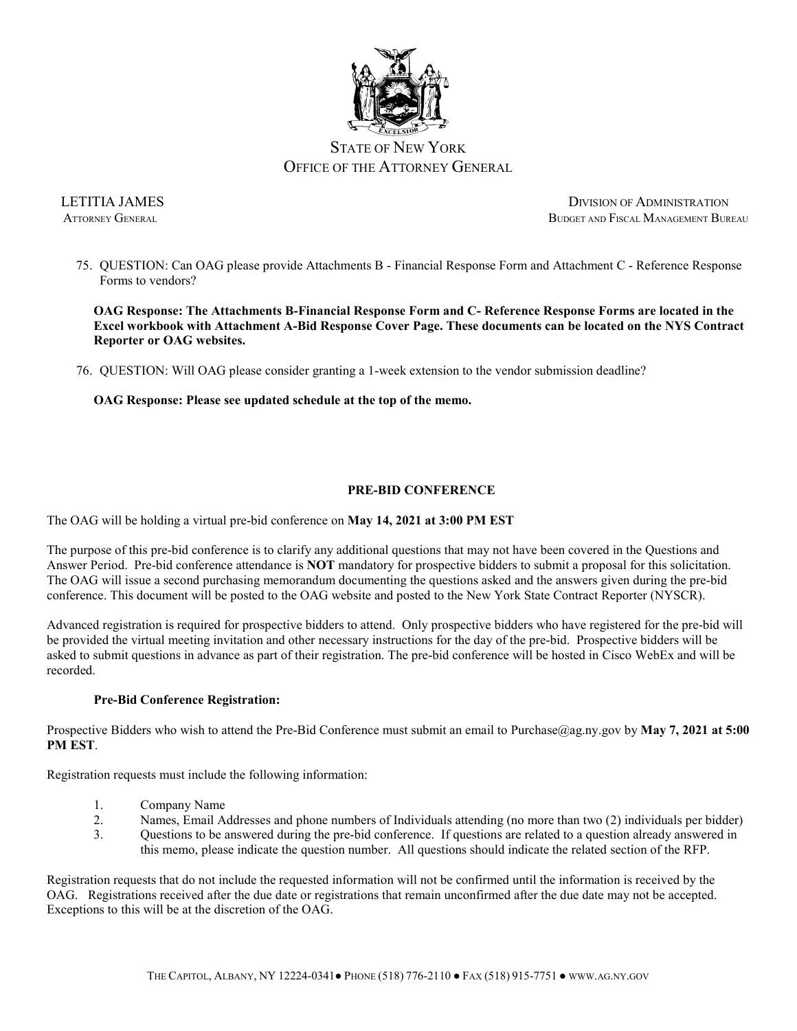75. QUESTION: Can OAG please provide Attachments B - Financial Response Form and Attachment C - Reference Response Forms to vendors?

    **OAG Response: The Attachments B-Financial Response Form and C- Reference Response Forms are located in the Excel workbook with Attachment A-Bid Response Cover Page. These documents can be located on the NYS Contract Reporter or OAG websites.**

76. QUESTION: Will OAG please consider granting a 1-week extension to the vendor submission deadline?

    **OAG Response: Please see updated schedule at the top of the memo.**

## PRE-BID CONFERENCE

The OAG will be holding a virtual pre-bid conference on **May 14, 2021 at 3:00 PM EST**

The purpose of this pre-bid conference is to clarify any additional questions that may not have been covered in the Questions and Answer Period. Pre-bid conference attendance is **NOT** mandatory for prospective bidders to submit a proposal for this solicitation. The OAG will issue a second purchasing memorandum documenting the questions asked and the answers given during the pre-bid conference. This document will be posted to the OAG website and posted to the New York State Contract Reporter (NYSCR).

Advanced registration is required for prospective bidders to attend. Only prospective bidders who have registered for the pre-bid will be provided the virtual meeting invitation and other necessary instructions for the day of the pre-bid. Prospective bidders will be asked to submit questions in advance as part of their registration. The pre-bid conference will be hosted in Cisco WebEx and will be recorded.

### Pre-Bid Conference Registration:

Prospective Bidders who wish to attend the Pre-Bid Conference must submit an email to Purchase@ag.ny.gov by **May 7, 2021 at 5:00 PM EST**.

Registration requests must include the following information:

1. Company Name
2. Names, Email Addresses and phone numbers of Individuals attending (no more than two (2) individuals per bidder)
3. Questions to be answered during the pre-bid conference. If questions are related to a question already answered in this memo, please indicate the question number. All questions should indicate the related section of the RFP.

Registration requests that do not include the requested information will not be confirmed until the information is received by the OAG. Registrations received after the due date or registrations that remain unconfirmed after the due date may not be accepted. Exceptions to this will be at the discretion of the OAG.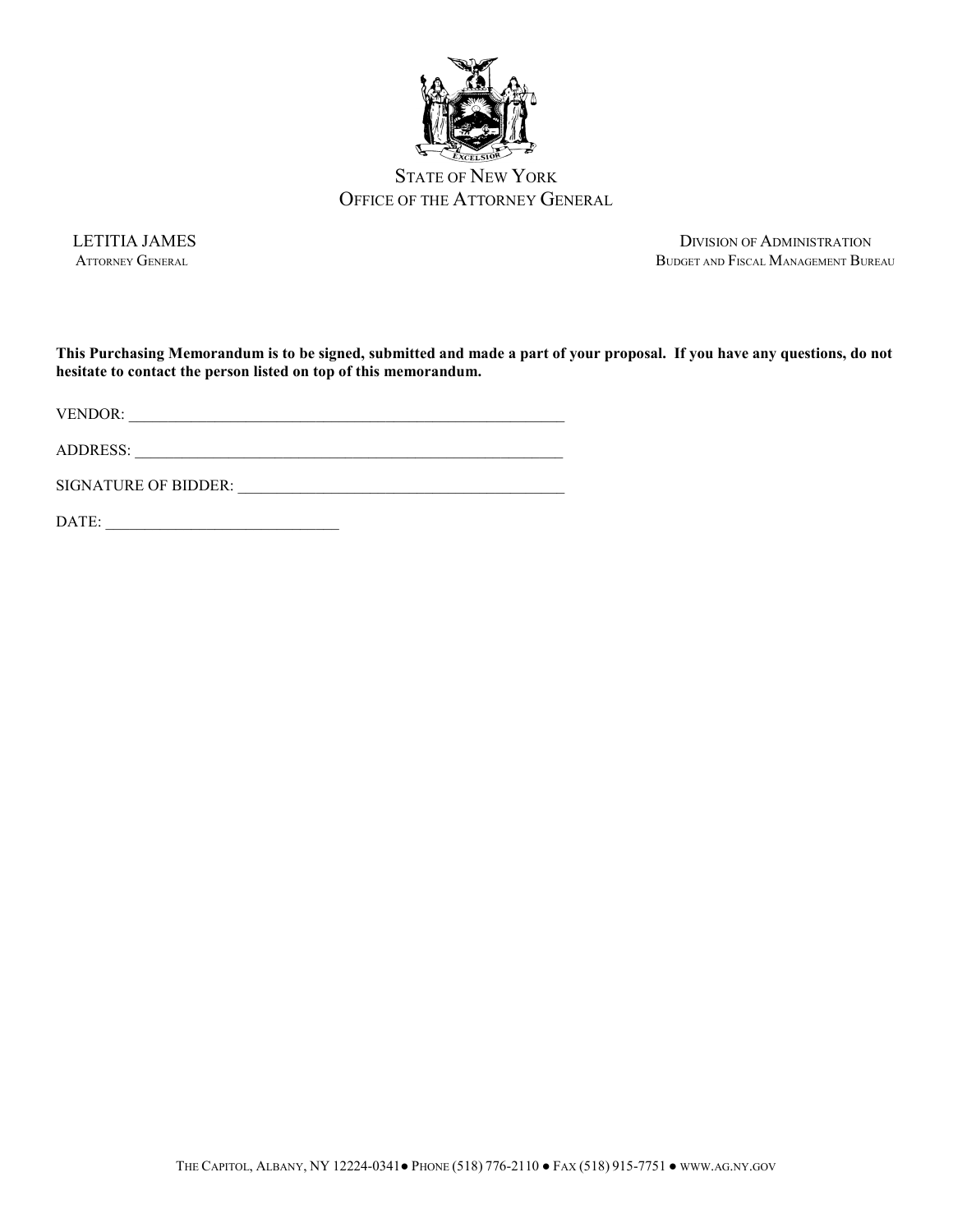STATE OF NEW YORK
OFFICE OF THE ATTORNEY GENERAL

LETITIA JAMES
ATTORNEY GENERAL

DIVISION OF ADMINISTRATION
BUDGET AND FISCAL MANAGEMENT BUREAU

**This Purchasing Memorandum is to be signed, submitted and made a part of your proposal. If you have any questions, do not hesitate to contact the person listed on top of this memorandum.**

VENDOR: ________________________________________________________

ADDRESS: ______________________________________________________

SIGNATURE OF BIDDER: __________________________________________

DATE: _____________________________

THE CAPITOL, ALBANY, NY 12224-0341 ● PHONE (518) 776-2110 ● FAX (518) 915-7751 ● WWW.AG.NY.GOV